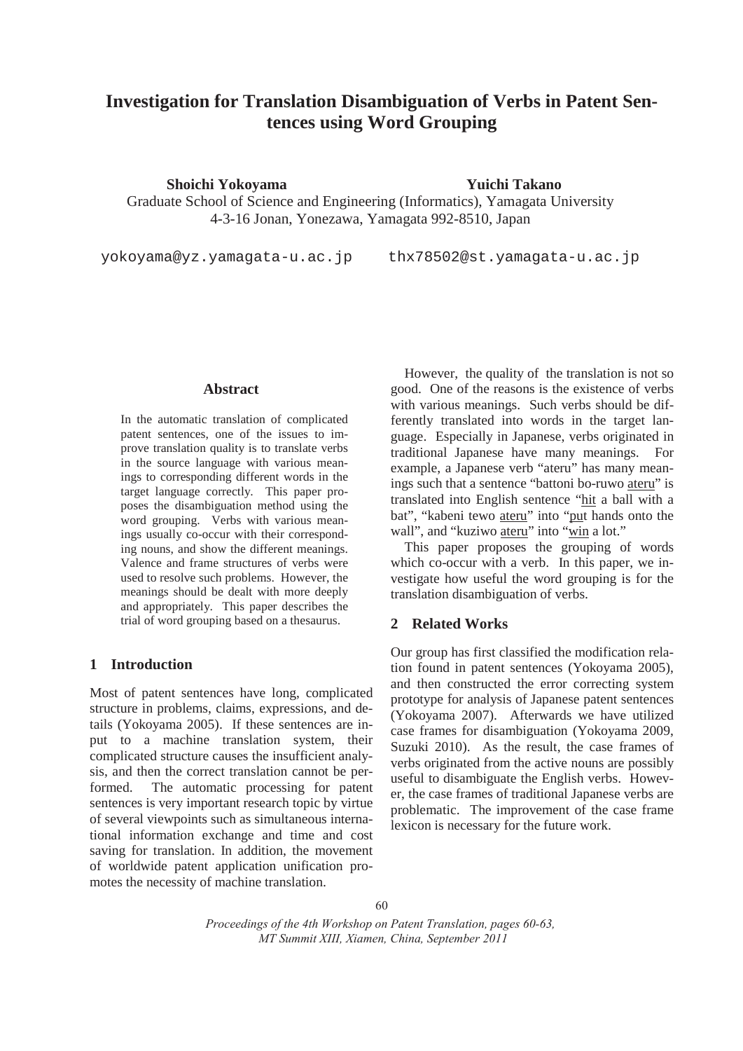# Investigation for Translation Disambiguation of Verbs in Patent Sentences using Word Grouping

**Shoichi Yokoyama** **Yuichi Takano**

Graduate School of Science and Engineering (Informatics), Yamagata University
4-3-16 Jonan, Yonezawa, Yamagata 992-8510, Japan

yokoyama@yz.yamagata-u.ac.jp thx78502@st.yamagata-u.ac.jp

## Abstract

In the automatic translation of complicated patent sentences, one of the issues to improve translation quality is to translate verbs in the source language with various meanings to corresponding different words in the target language correctly. This paper proposes the disambiguation method using the word grouping. Verbs with various meanings usually co-occur with their corresponding nouns, and show the different meanings. Valence and frame structures of verbs were used to resolve such problems. However, the meanings should be dealt with more deeply and appropriately. This paper describes the trial of word grouping based on a thesaurus.

## 1 Introduction

Most of patent sentences have long, complicated structure in problems, claims, expressions, and details (Yokoyama 2005). If these sentences are input to a machine translation system, their complicated structure causes the insufficient analysis, and then the correct translation cannot be performed. The automatic processing for patent sentences is very important research topic by virtue of several viewpoints such as simultaneous international information exchange and time and cost saving for translation. In addition, the movement of worldwide patent application unification promotes the necessity of machine translation.

However, the quality of the translation is not so good. One of the reasons is the existence of verbs with various meanings. Such verbs should be differently translated into words in the target language. Especially in Japanese, verbs originated in traditional Japanese have many meanings. For example, a Japanese verb "ateru" has many meanings such that a sentence "battoni bo-ruwo <u>ateru</u>" is translated into English sentence "<u>hit</u> a ball with a bat", "kabeni tewo <u>ateru</u>" into "<u>put</u> hands onto the wall", and "kuziwo <u>ateru</u>" into "<u>win</u> a lot."

This paper proposes the grouping of words which co-occur with a verb. In this paper, we investigate how useful the word grouping is for the translation disambiguation of verbs.

## 2 Related Works

Our group has first classified the modification relation found in patent sentences (Yokoyama 2005), and then constructed the error correcting system prototype for analysis of Japanese patent sentences (Yokoyama 2007). Afterwards we have utilized case frames for disambiguation (Yokoyama 2009, Suzuki 2010). As the result, the case frames of verbs originated from the active nouns are possibly useful to disambiguate the English verbs. However, the case frames of traditional Japanese verbs are problematic. The improvement of the case frame lexicon is necessary for the future work.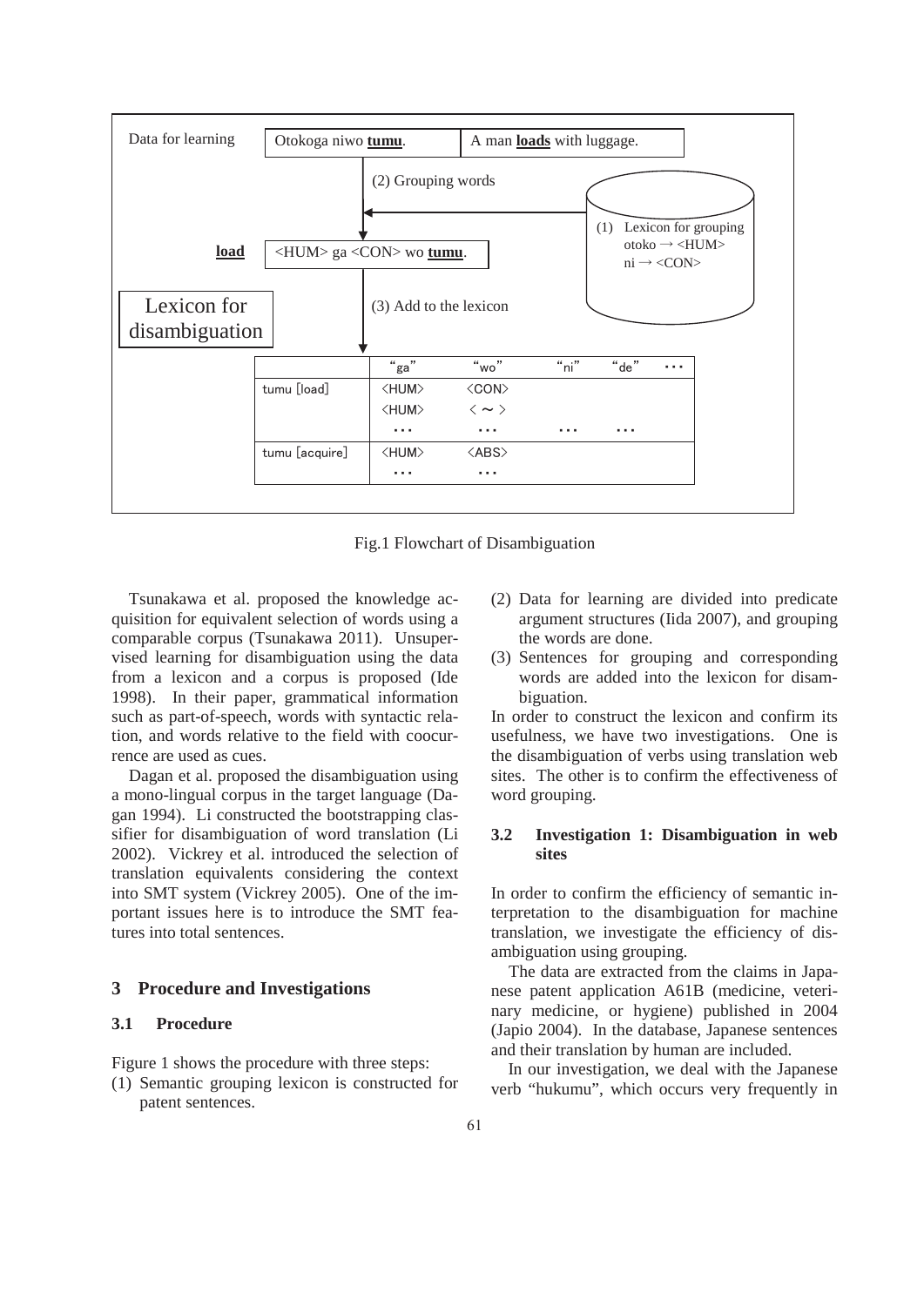| Data for learning | Otokoga niwo **tumu**. | A man **loads** with luggage. |
|---|---|---|

(2) Grouping words

(1) Lexicon for grouping
otoko → <HUM>
ni → <CON>

**load** | <HUM> ga <CON> wo **tumu**.

(3) Add to the lexicon

Lexicon for disambiguation

| | "ga" | "wo" | "ni" | "de" | … |
|---|---|---|---|---|---|
| tumu [load] | <HUM> | <CON> | | | |
| | <HUM> | < ~ > | | | |
| | … | … | … | … | |
| tumu [acquire] | <HUM> | <ABS> | | | |
| | … | … | | | |

Fig.1 Flowchart of Disambiguation

Tsunakawa et al. proposed the knowledge acquisition for equivalent selection of words using a comparable corpus (Tsunakawa 2011). Unsupervised learning for disambiguation using the data from a lexicon and a corpus is proposed (Ide 1998). In their paper, grammatical information such as part-of-speech, words with syntactic relation, and words relative to the field with coocurrence are used as cues.

Dagan et al. proposed the disambiguation using a mono-lingual corpus in the target language (Dagan 1994). Li constructed the bootstrapping classifier for disambiguation of word translation (Li 2002). Vickrey et al. introduced the selection of translation equivalents considering the context into SMT system (Vickrey 2005). One of the important issues here is to introduce the SMT features into total sentences.

## 3 Procedure and Investigations

### 3.1 Procedure

Figure 1 shows the procedure with three steps:

(1) Semantic grouping lexicon is constructed for patent sentences.
(2) Data for learning are divided into predicate argument structures (Iida 2007), and grouping the words are done.
(3) Sentences for grouping and corresponding words are added into the lexicon for disambiguation.

In order to construct the lexicon and confirm its usefulness, we have two investigations. One is the disambiguation of verbs using translation web sites. The other is to confirm the effectiveness of word grouping.

### 3.2 Investigation 1: Disambiguation in web sites

In order to confirm the efficiency of semantic interpretation to the disambiguation for machine translation, we investigate the efficiency of disambiguation using grouping.

The data are extracted from the claims in Japanese patent application A61B (medicine, veterinary medicine, or hygiene) published in 2004 (Japio 2004). In the database, Japanese sentences and their translation by human are included.

In our investigation, we deal with the Japanese verb "hukumu", which occurs very frequently in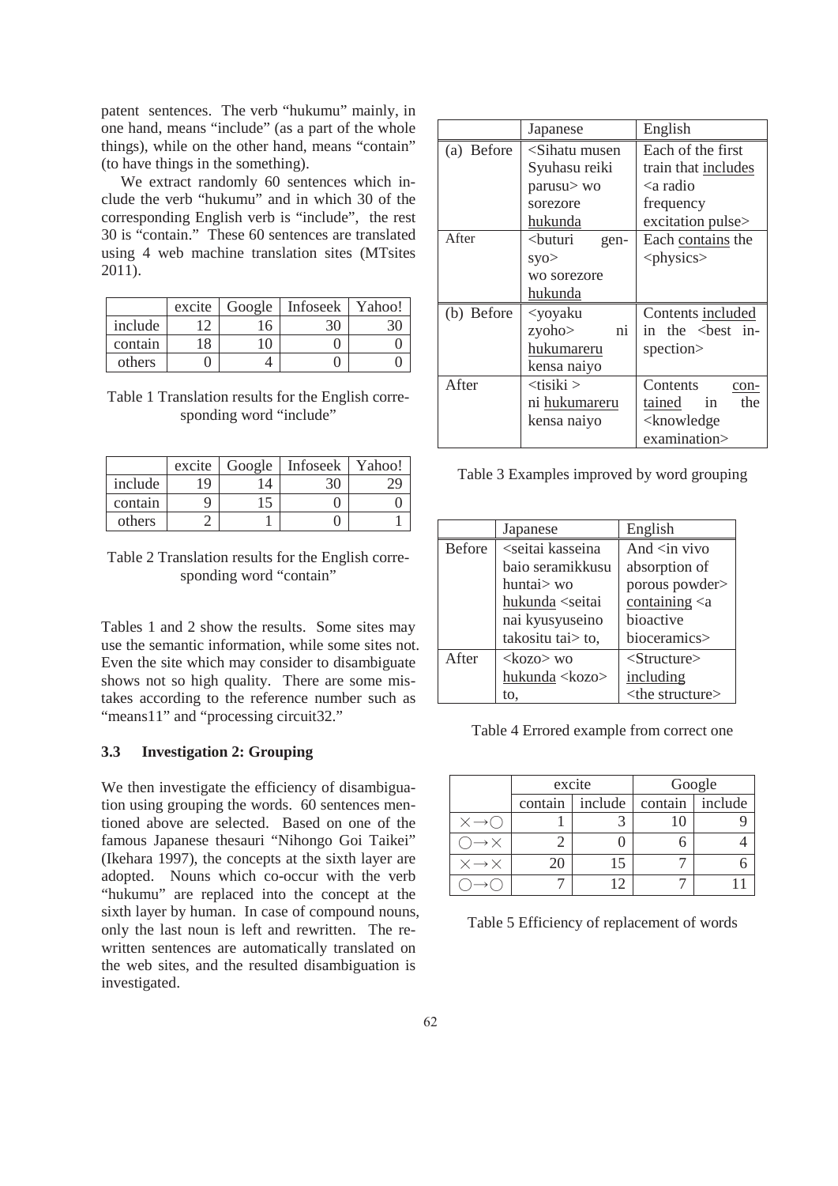patent sentences. The verb "hukumu" mainly, in one hand, means "include" (as a part of the whole things), while on the other hand, means "contain" (to have things in the something).

We extract randomly 60 sentences which include the verb "hukumu" and in which 30 of the corresponding English verb is "include", the rest 30 is "contain." These 60 sentences are translated using 4 web machine translation sites (MTsites 2011).

| | excite | Google | Infoseek | Yahoo! |
|---|---|---|---|---|
| include | 12 | 16 | 30 | 30 |
| contain | 18 | 10 | 0 | 0 |
| others | 0 | 4 | 0 | 0 |

Table 1 Translation results for the English corresponding word "include"

| | excite | Google | Infoseek | Yahoo! |
|---|---|---|---|---|
| include | 19 | 14 | 30 | 29 |
| contain | 9 | 15 | 0 | 0 |
| others | 2 | 1 | 0 | 1 |

Table 2 Translation results for the English corresponding word "contain"

Tables 1 and 2 show the results. Some sites may use the semantic information, while some sites not. Even the site which may consider to disambiguate shows not so high quality. There are some mistakes according to the reference number such as "means11" and "processing circuit32."

### 3.3 Investigation 2: Grouping

We then investigate the efficiency of disambiguation using grouping the words. 60 sentences mentioned above are selected. Based on one of the famous Japanese thesauri "Nihongo Goi Taikei" (Ikehara 1997), the concepts at the sixth layer are adopted. Nouns which co-occur with the verb "hukumu" are replaced into the concept at the sixth layer by human. In case of compound nouns, only the last noun is left and rewritten. The rewritten sentences are automatically translated on the web sites, and the resulted disambiguation is investigated.

| | Japanese | English |
|---|---|---|
| (a) Before | <Sihatu musen Syuhasu reiki parusu> wo sorezore hukunda | Each of the first train that includes <a radio frequency excitation pulse> |
| After | <buturi gen-syo> wo sorezore hukunda | Each contains the <physics> |
| (b) Before | <yoyaku zyoho> ni hukumareru kensa naiyo | Contents included in the <best inspection> |
| After | <tisiki > ni hukumareru kensa naiyo | Contents contained in the <knowledge examination> |

Table 3 Examples improved by word grouping

| | Japanese | English |
|---|---|---|
| Before | <seitai kasseina baio seramikkusu huntai> wo hukunda <seitai nai kyusyuseino takositu tai> to, | And <in vivo absorption of porous powder> containing <a bioactive bioceramics> |
| After | <kozo> wo hukunda <kozo> to, | <Structure> including <the structure> |

Table 4 Errored example from correct one

| | excite | | Google | |
|---|---|---|---|---|
| | contain | include | contain | include |
| ×→○ | 1 | 3 | 10 | 9 |
| ○→× | 2 | 0 | 6 | 4 |
| ×→× | 20 | 15 | 7 | 6 |
| ○→○ | 7 | 12 | 7 | 11 |

Table 5 Efficiency of replacement of words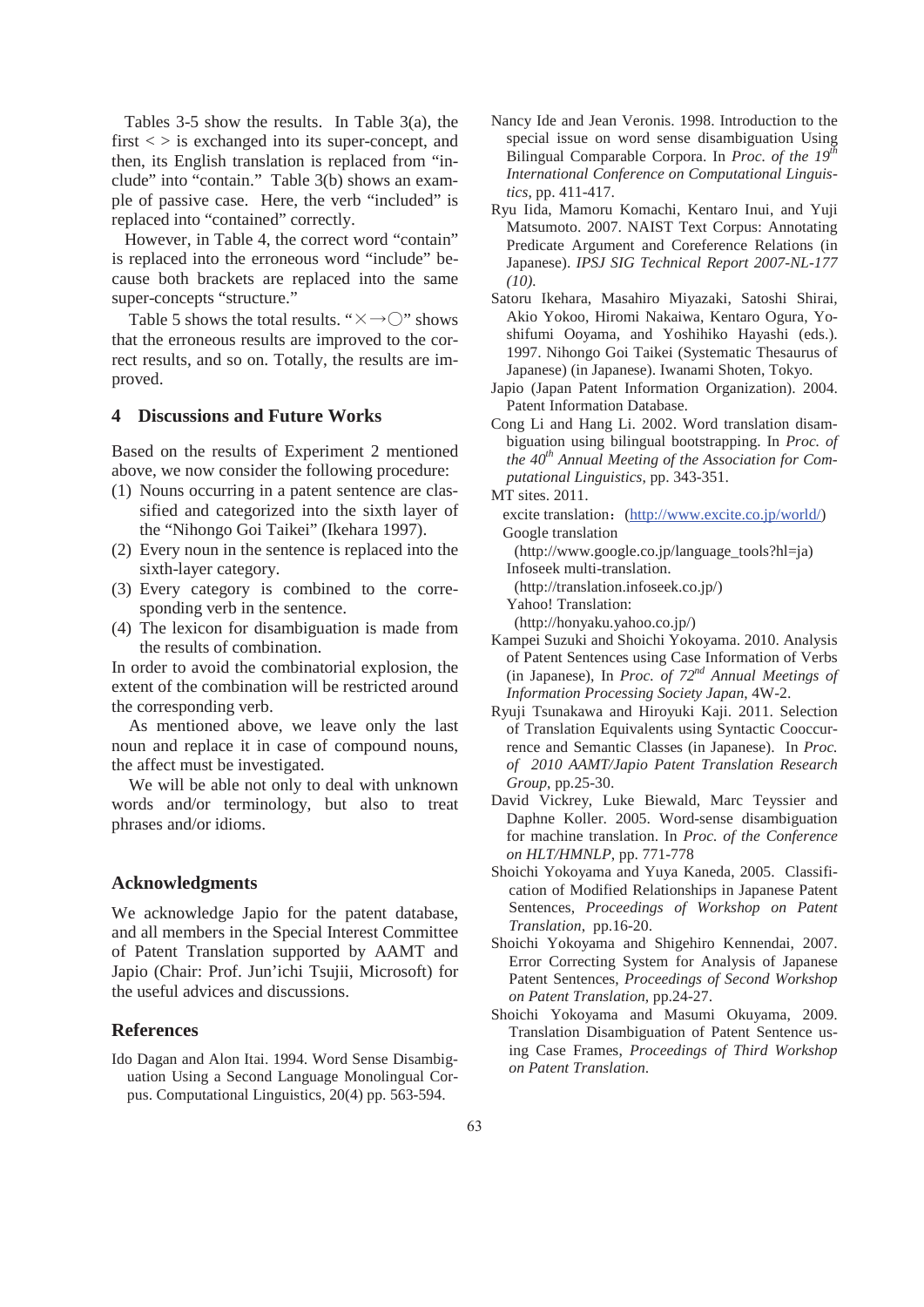Tables 3-5 show the results. In Table 3(a), the first < > is exchanged into its super-concept, and then, its English translation is replaced from "include" into "contain." Table 3(b) shows an example of passive case. Here, the verb "included" is replaced into "contained" correctly.

However, in Table 4, the correct word "contain" is replaced into the erroneous word "include" because both brackets are replaced into the same super-concepts "structure."

Table 5 shows the total results. "×→○" shows that the erroneous results are improved to the correct results, and so on. Totally, the results are improved.

## 4 Discussions and Future Works

Based on the results of Experiment 2 mentioned above, we now consider the following procedure:

(1) Nouns occurring in a patent sentence are classified and categorized into the sixth layer of the "Nihongo Goi Taikei" (Ikehara 1997).
(2) Every noun in the sentence is replaced into the sixth-layer category.
(3) Every category is combined to the corresponding verb in the sentence.
(4) The lexicon for disambiguation is made from the results of combination.

In order to avoid the combinatorial explosion, the extent of the combination will be restricted around the corresponding verb.

As mentioned above, we leave only the last noun and replace it in case of compound nouns, the affect must be investigated.

We will be able not only to deal with unknown words and/or terminology, but also to treat phrases and/or idioms.

## Acknowledgments

We acknowledge Japio for the patent database, and all members in the Special Interest Committee of Patent Translation supported by AAMT and Japio (Chair: Prof. Jun'ichi Tsujii, Microsoft) for the useful advices and discussions.

## References

Ido Dagan and Alon Itai. 1994. Word Sense Disambiguation Using a Second Language Monolingual Corpus. Computational Linguistics, 20(4) pp. 563-594.

Nancy Ide and Jean Veronis. 1998. Introduction to the special issue on word sense disambiguation Using Bilingual Comparable Corpora. In *Proc. of the 19th International Conference on Computational Linguistics*, pp. 411-417.

Ryu Iida, Mamoru Komachi, Kentaro Inui, and Yuji Matsumoto. 2007. NAIST Text Corpus: Annotating Predicate Argument and Coreference Relations (in Japanese). *IPSJ SIG Technical Report 2007-NL-177 (10).*

Satoru Ikehara, Masahiro Miyazaki, Satoshi Shirai, Akio Yokoo, Hiromi Nakaiwa, Kentaro Ogura, Yoshifumi Ooyama, and Yoshihiko Hayashi (eds.). 1997. Nihongo Goi Taikei (Systematic Thesaurus of Japanese) (in Japanese). Iwanami Shoten, Tokyo.

Japio (Japan Patent Information Organization). 2004. Patent Information Database.

Cong Li and Hang Li. 2002. Word translation disambiguation using bilingual bootstrapping. In *Proc. of the 40th Annual Meeting of the Association for Computational Linguistics*, pp. 343-351.

MT sites. 2011.
excite translation：(http://www.excite.co.jp/world/)
Google translation
(http://www.google.co.jp/language_tools?hl=ja)
Infoseek multi-translation.
(http://translation.infoseek.co.jp/)
Yahoo! Translation:
(http://honyaku.yahoo.co.jp/)

Kampei Suzuki and Shoichi Yokoyama. 2010. Analysis of Patent Sentences using Case Information of Verbs (in Japanese), In *Proc. of 72nd Annual Meetings of Information Processing Society Japan*, 4W-2.

Ryuji Tsunakawa and Hiroyuki Kaji. 2011. Selection of Translation Equivalents using Syntactic Cooccurrence and Semantic Classes (in Japanese). In *Proc. of 2010 AAMT/Japio Patent Translation Research Group*, pp.25-30.

David Vickrey, Luke Biewald, Marc Teyssier and Daphne Koller. 2005. Word-sense disambiguation for machine translation. In *Proc. of the Conference on HLT/HMNLP*, pp. 771-778

Shoichi Yokoyama and Yuya Kaneda, 2005. Classification of Modified Relationships in Japanese Patent Sentences, *Proceedings of Workshop on Patent Translation*, pp.16-20.

Shoichi Yokoyama and Shigehiro Kennendai, 2007. Error Correcting System for Analysis of Japanese Patent Sentences, *Proceedings of Second Workshop on Patent Translation*, pp.24-27.

Shoichi Yokoyama and Masumi Okuyama, 2009. Translation Disambiguation of Patent Sentence using Case Frames, *Proceedings of Third Workshop on Patent Translation*.